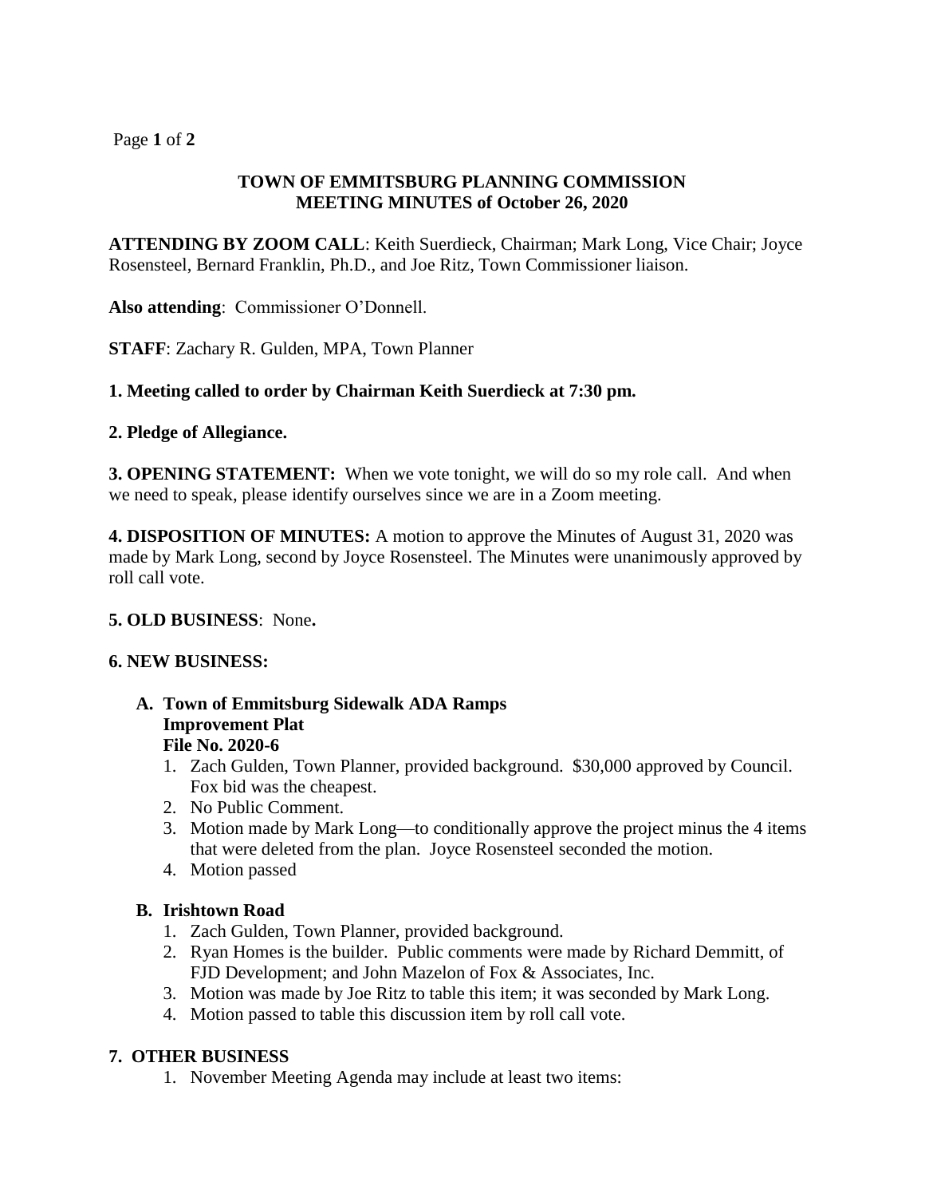# TOWN OF EMMITSBURG PLANNING COMMISSION
# MEETING MINUTES of October 26, 2020

**ATTENDING BY ZOOM CALL**: Keith Suerdieck, Chairman; Mark Long, Vice Chair; Joyce Rosensteel, Bernard Franklin, Ph.D., and Joe Ritz, Town Commissioner liaison.

**Also attending**: Commissioner O'Donnell.

**STAFF**: Zachary R. Gulden, MPA, Town Planner

**1. Meeting called to order by Chairman Keith Suerdieck at 7:30 pm.**

**2. Pledge of Allegiance.**

**3. OPENING STATEMENT:** When we vote tonight, we will do so my role call. And when we need to speak, please identify ourselves since we are in a Zoom meeting.

**4. DISPOSITION OF MINUTES:** A motion to approve the Minutes of August 31, 2020 was made by Mark Long, second by Joyce Rosensteel. The Minutes were unanimously approved by roll call vote.

**5. OLD BUSINESS**: None**.**

**6. NEW BUSINESS:**

**A. Town of Emmitsburg Sidewalk ADA Ramps Improvement Plat File No. 2020-6**

1. Zach Gulden, Town Planner, provided background. $30,000 approved by Council. Fox bid was the cheapest.
2. No Public Comment.
3. Motion made by Mark Long—to conditionally approve the project minus the 4 items that were deleted from the plan. Joyce Rosensteel seconded the motion.
4. Motion passed

**B. Irishtown Road**

1. Zach Gulden, Town Planner, provided background.
2. Ryan Homes is the builder. Public comments were made by Richard Demmitt, of FJD Development; and John Mazelon of Fox & Associates, Inc.
3. Motion was made by Joe Ritz to table this item; it was seconded by Mark Long.
4. Motion passed to table this discussion item by roll call vote.

**7. OTHER BUSINESS**

1. November Meeting Agenda may include at least two items: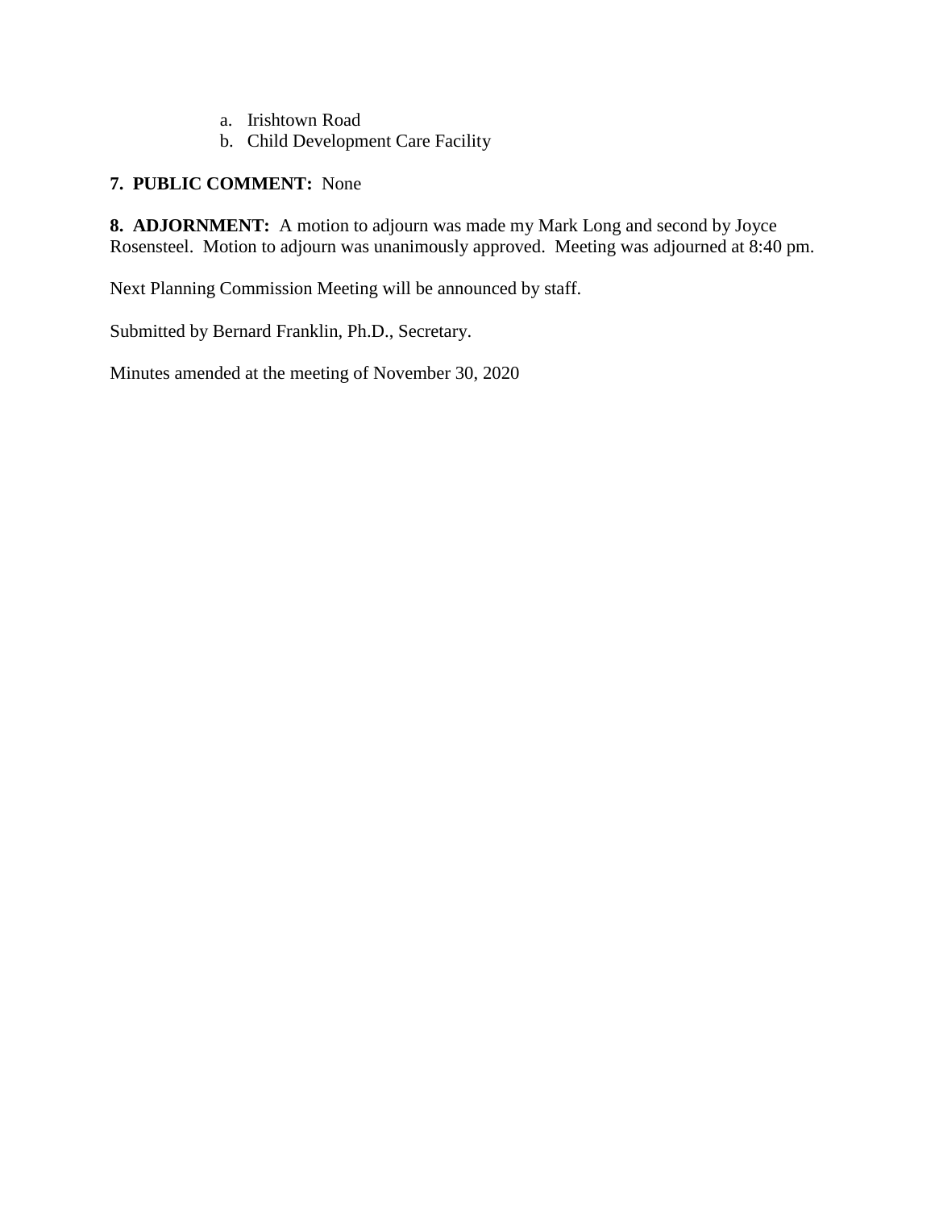a. Irishtown Road
b. Child Development Care Facility

**7. PUBLIC COMMENT:** None

**8. ADJORNMENT:** A motion to adjourn was made my Mark Long and second by Joyce Rosensteel. Motion to adjourn was unanimously approved. Meeting was adjourned at 8:40 pm.

Next Planning Commission Meeting will be announced by staff.

Submitted by Bernard Franklin, Ph.D., Secretary.

Minutes amended at the meeting of November 30, 2020